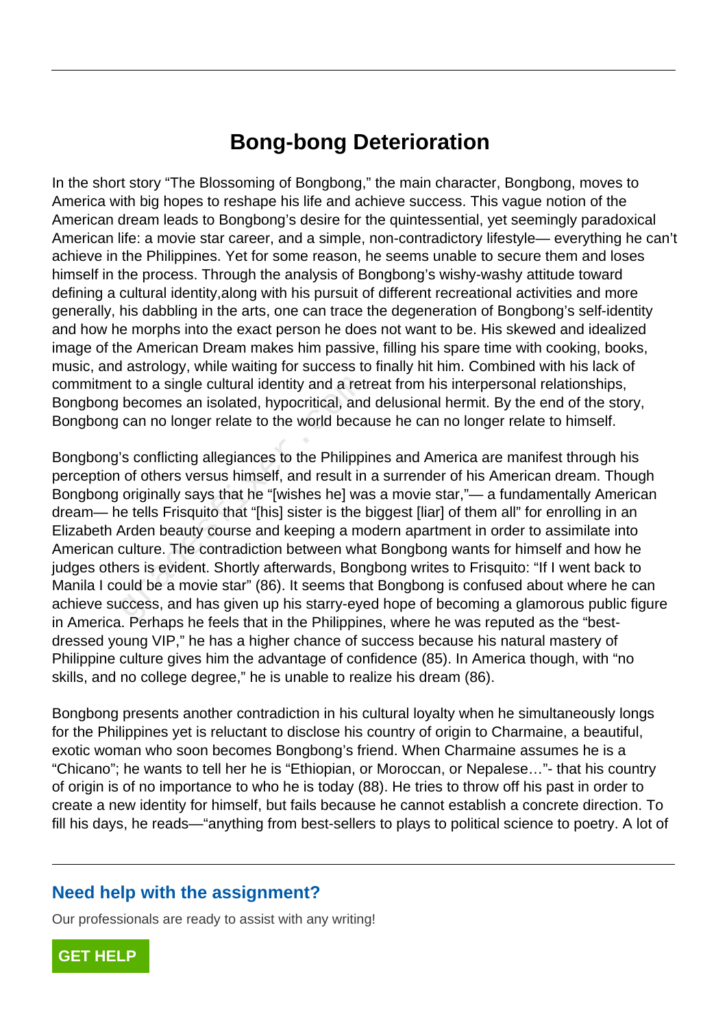# Bong-bong Deterioration

In the short story "The Blossoming of Bongbong," the main character, Bongbong, moves to America with big hopes to reshape his life and achieve success. This vague notion of the American dream leads to Bongbong's desire for the quintessential, yet seemingly paradoxical American life: a movie star career, and a simple, non-contradictory lifestyle— everything he can't achieve in the Philippines. Yet for some reason, he seems unable to secure them and loses himself in the process. Through the analysis of Bongbong's wishy-washy attitude toward defining a cultural identity,along with his pursuit of different recreational activities and more generally, his dabbling in the arts, one can trace the degeneration of Bongbong's self-identity and how he morphs into the exact person he does not want to be. His skewed and idealized image of the American Dream makes him passive, filling his spare time with cooking, books, music, and astrology, while waiting for success to finally hit him. Combined with his lack of commitment to a single cultural identity and a retreat from his interpersonal relationships, Bongbong becomes an isolated, hypocritical, and delusional hermit. By the end of the story, Bongbong can no longer relate to the world because he can no longer relate to himself.

Bongbong's conflicting allegiances to the Philippines and America are manifest through his perception of others versus himself, and result in a surrender of his American dream. Though Bongbong originally says that he "[wishes he] was a movie star,"— a fundamentally American dream— he tells Frisquito that "[his] sister is the biggest [liar] of them all" for enrolling in an Elizabeth Arden beauty course and keeping a modern apartment in order to assimilate into American culture. The contradiction between what Bongbong wants for himself and how he judges others is evident. Shortly afterwards, Bongbong writes to Frisquito: "If I went back to Manila I could be a movie star" (86). It seems that Bongbong is confused about where he can achieve success, and has given up his starry-eyed hope of becoming a glamorous public figure in America. Perhaps he feels that in the Philippines, where he was reputed as the "best-dressed young VIP," he has a higher chance of success because his natural mastery of Philippine culture gives him the advantage of confidence (85). In America though, with "no skills, and no college degree," he is unable to realize his dream (86).

Bongbong presents another contradiction in his cultural loyalty when he simultaneously longs for the Philippines yet is reluctant to disclose his country of origin to Charmaine, a beautiful, exotic woman who soon becomes Bongbong's friend. When Charmaine assumes he is a "Chicano"; he wants to tell her he is "Ethiopian, or Moroccan, or Nepalese…"- that his country of origin is of no importance to who he is today (88). He tries to throw off his past in order to create a new identity for himself, but fails because he cannot establish a concrete direction. To fill his days, he reads—"anything from best-sellers to plays to political science to poetry. A lot of

## Need help with the assignment?

Our professionals are ready to assist with any writing!

GET HELP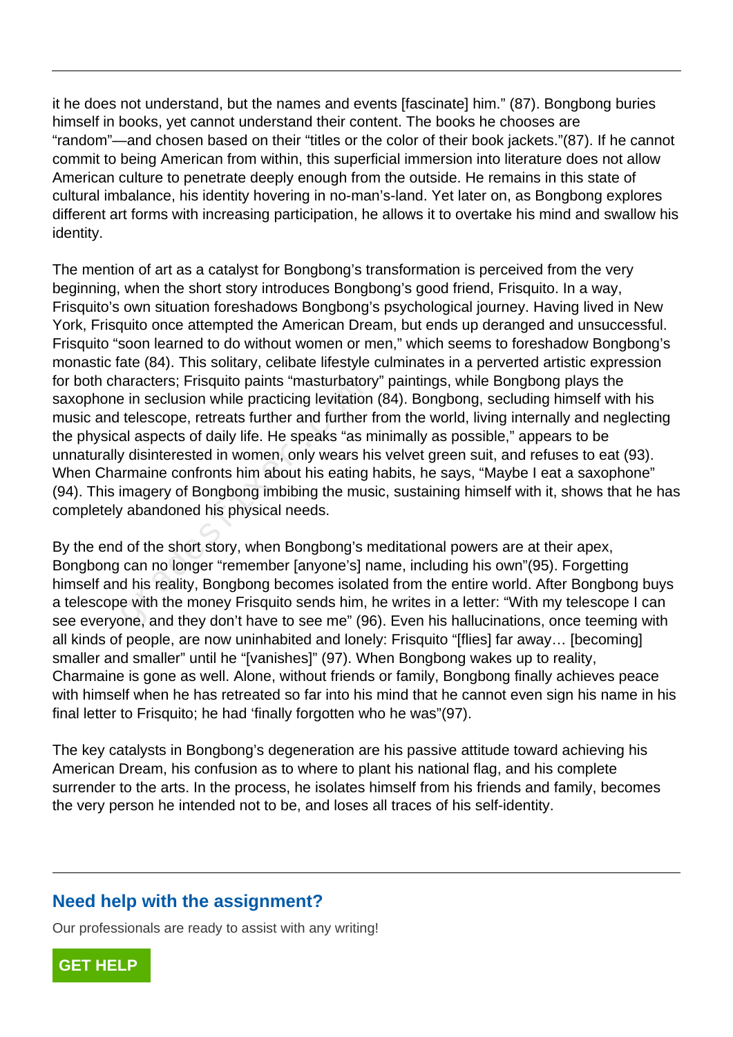it he does not understand, but the names and events [fascinate] him." (87). Bongbong buries himself in books, yet cannot understand their content. The books he chooses are "random"—and chosen based on their "titles or the color of their book jackets."(87). If he cannot commit to being American from within, this superficial immersion into literature does not allow American culture to penetrate deeply enough from the outside. He remains in this state of cultural imbalance, his identity hovering in no-man's-land. Yet later on, as Bongbong explores different art forms with increasing participation, he allows it to overtake his mind and swallow his identity.

The mention of art as a catalyst for Bongbong's transformation is perceived from the very beginning, when the short story introduces Bongbong's good friend, Frisquito. In a way, Frisquito's own situation foreshadows Bongbong's psychological journey. Having lived in New York, Frisquito once attempted the American Dream, but ends up deranged and unsuccessful. Frisquito "soon learned to do without women or men," which seems to foreshadow Bongbong's monastic fate (84). This solitary, celibate lifestyle culminates in a perverted artistic expression for both characters; Frisquito paints "masturbatory" paintings, while Bongbong plays the saxophone in seclusion while practicing levitation (84). Bongbong, secluding himself with his music and telescope, retreats further and further from the world, living internally and neglecting the physical aspects of daily life. He speaks "as minimally as possible," appears to be unnaturally disinterested in women, only wears his velvet green suit, and refuses to eat (93). When Charmaine confronts him about his eating habits, he says, "Maybe I eat a saxophone" (94). This imagery of Bongbong imbibing the music, sustaining himself with it, shows that he has completely abandoned his physical needs.

By the end of the short story, when Bongbong's meditational powers are at their apex, Bongbong can no longer "remember [anyone's] name, including his own"(95). Forgetting himself and his reality, Bongbong becomes isolated from the entire world. After Bongbong buys a telescope with the money Frisquito sends him, he writes in a letter: "With my telescope I can see everyone, and they don't have to see me" (96). Even his hallucinations, once teeming with all kinds of people, are now uninhabited and lonely: Frisquito "[flies] far away… [becoming] smaller and smaller" until he "[vanishes]" (97). When Bongbong wakes up to reality, Charmaine is gone as well. Alone, without friends or family, Bongbong finally achieves peace with himself when he has retreated so far into his mind that he cannot even sign his name in his final letter to Frisquito; he had 'finally forgotten who he was"(97).

The key catalysts in Bongbong's degeneration are his passive attitude toward achieving his American Dream, his confusion as to where to plant his national flag, and his complete surrender to the arts. In the process, he isolates himself from his friends and family, becomes the very person he intended not to be, and loses all traces of his self-identity.

## Need help with the assignment?

Our professionals are ready to assist with any writing!

GET HELP